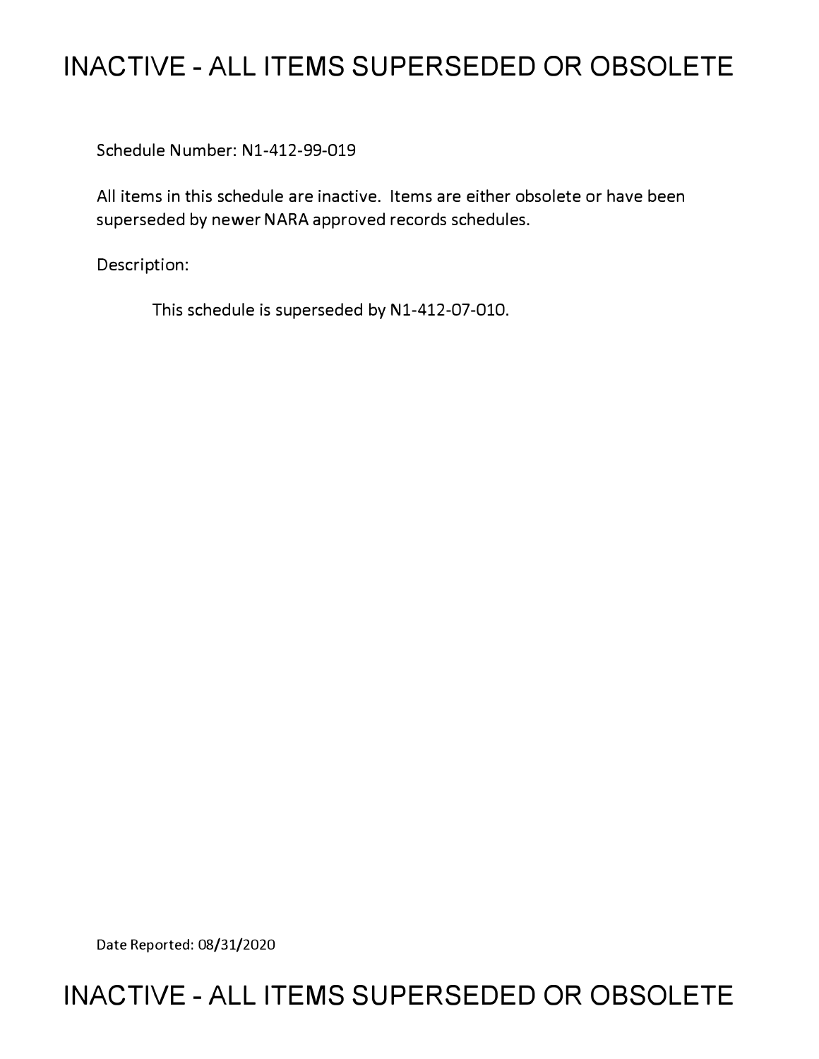# INACTIVE - ALL ITEMS SUPERSEDED OR OBSOLETE

Schedule Number: N1-412-99-019

All items in this schedule are inactive. Items are either obsolete or have been superseded by newer NARA approved records schedules.

Description:

This schedule is superseded by N1-412-07-010.

Date Reported: 08/31/2020

# INACTIVE - ALL ITEMS SUPERSEDED OR OBSOLETE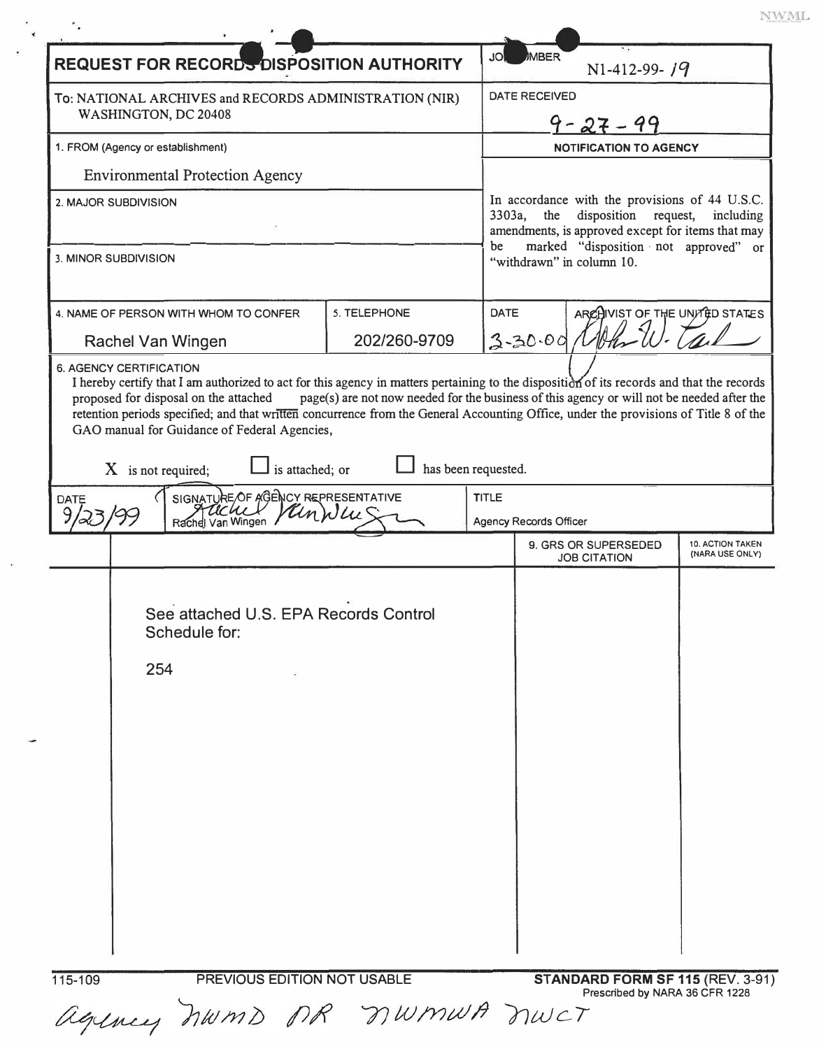NWML

# REQUEST FOR RECORDS DISPOSITION AUTHORITY

| | |
|---|---|
| To: NATIONAL ARCHIVES and RECORDS ADMINISTRATION (NIR) WASHINGTON, DC 20408 | JOB NUMBER N1-412-99- 19 |
| | DATE RECEIVED 9-27-99 |
| 1. FROM (Agency or establishment) Environmental Protection Agency | **NOTIFICATION TO AGENCY** |
| 2. MAJOR SUBDIVISION | In accordance with the provisions of 44 U.S.C. 3303a, the disposition request, including amendments, is approved except for items that may be marked "disposition not approved" or "withdrawn" in column 10. |
| 3. MINOR SUBDIVISION | |

| 4. NAME OF PERSON WITH WHOM TO CONFER | 5. TELEPHONE | DATE | ARCHIVIST OF THE UNITED STATES |
|---|---|---|---|
| Rachel Van Wingen | 202/260-9709 | 3-30-00 | (signature) |

6. AGENCY CERTIFICATION

I hereby certify that I am authorized to act for this agency in matters pertaining to the disposition of its records and that the records proposed for disposal on the attached page(s) are not now needed for the business of this agency or will not be needed after the retention periods specified; and that written concurrence from the General Accounting Office, under the provisions of Title 8 of the GAO manual for Guidance of Federal Agencies,

X is not required; ☐ is attached; or ☐ has been requested.

| DATE | SIGNATURE OF AGENCY REPRESENTATIVE | TITLE |
|---|---|---|
| 9/23/99 | Rachel Van Wingen (signature) | Agency Records Officer |

| | | 9. GRS OR SUPERSEDED JOB CITATION | 10. ACTION TAKEN (NARA USE ONLY) |
|---|---|---|---|
| | See attached U.S. EPA Records Control Schedule for: 254 | | |

115-109 PREVIOUS EDITION NOT USABLE **STANDARD FORM SF 115** (REV. 3-91) Prescribed by NARA 36 CFR 1228

Agency NWMD DR NWMWA NWCT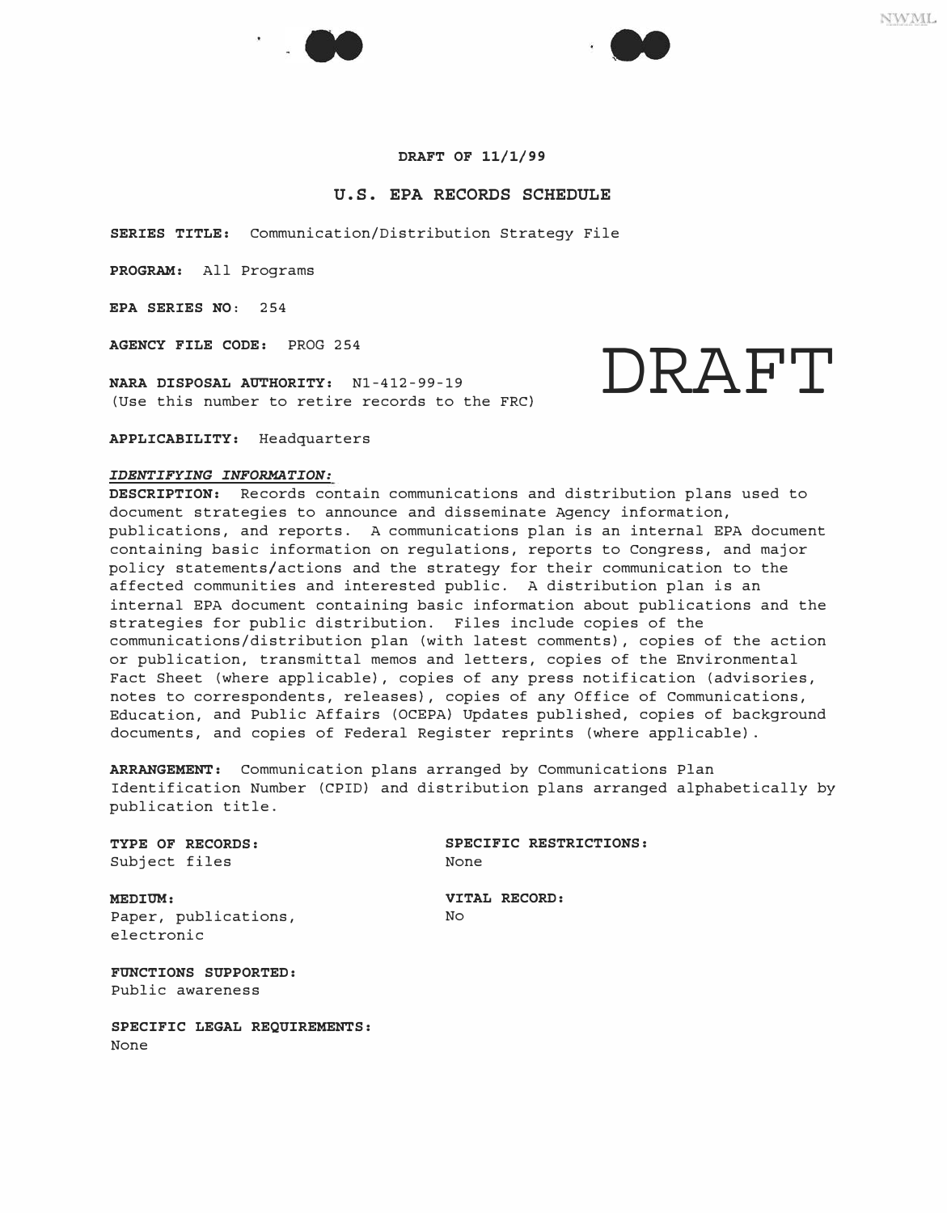**DRAFT OF 11/1/99**

## U.S. EPA RECORDS SCHEDULE

DRAFT

**SERIES TITLE:** Communication/Distribution Strategy File

**PROGRAM:** All Programs

**EPA SERIES NO:** 254

**AGENCY FILE CODE:** PROG 254

**NARA DISPOSAL AUTHORITY:** N1-412-99-19
(Use this number to retire records to the FRC)

**APPLICABILITY:** Headquarters

***IDENTIFYING INFORMATION:***

**DESCRIPTION:** Records contain communications and distribution plans used to document strategies to announce and disseminate Agency information, publications, and reports. A communications plan is an internal EPA document containing basic information on regulations, reports to Congress, and major policy statements/actions and the strategy for their communication to the affected communities and interested public. A distribution plan is an internal EPA document containing basic information about publications and the strategies for public distribution. Files include copies of the communications/distribution plan (with latest comments), copies of the action or publication, transmittal memos and letters, copies of the Environmental Fact Sheet (where applicable), copies of any press notification (advisories, notes to correspondents, releases), copies of any Office of Communications, Education, and Public Affairs (OCEPA) Updates published, copies of background documents, and copies of Federal Register reprints (where applicable).

**ARRANGEMENT:** Communication plans arranged by Communications Plan Identification Number (CPID) and distribution plans arranged alphabetically by publication title.

**TYPE OF RECORDS:**
Subject files

**SPECIFIC RESTRICTIONS:**
None

**MEDIUM:**
Paper, publications, electronic

**VITAL RECORD:**
No

**FUNCTIONS SUPPORTED:**
Public awareness

**SPECIFIC LEGAL REQUIREMENTS:**
None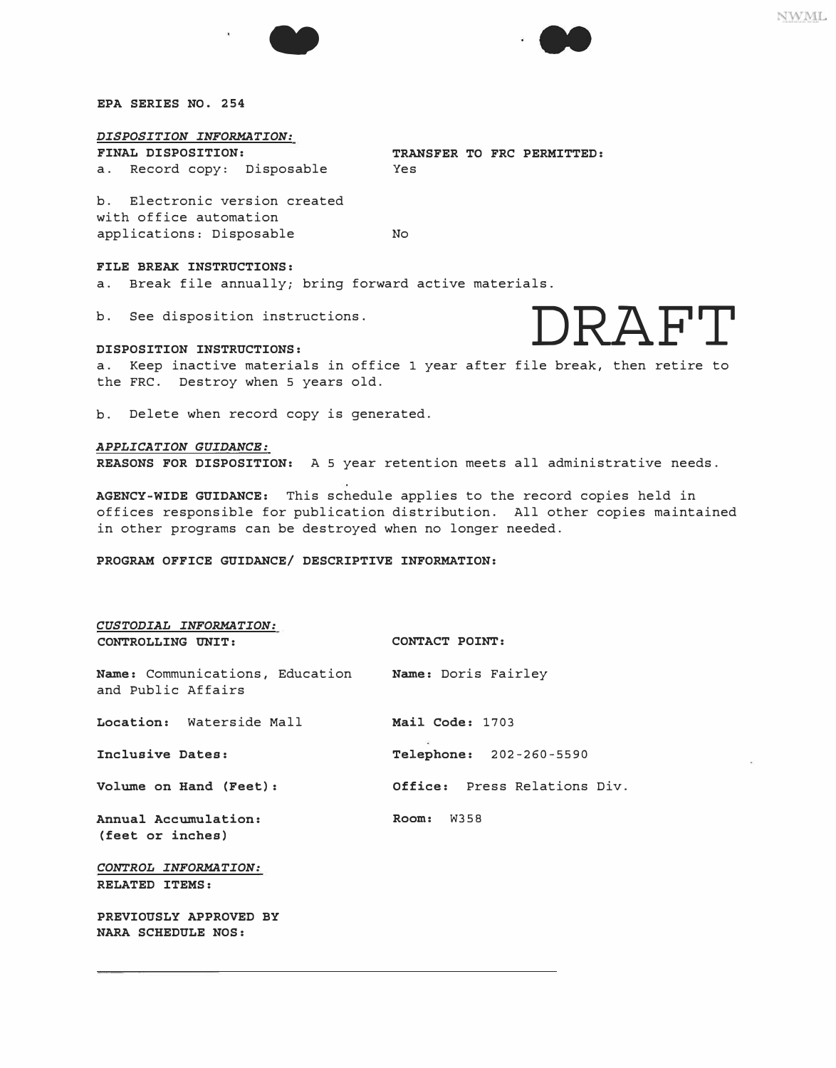**EPA SERIES NO. 254**

*DISPOSITION INFORMATION:*

| FINAL DISPOSITION: | TRANSFER TO FRC PERMITTED: |
|---|---|
| a. Record copy: Disposable | Yes |
| b. Electronic version created with office automation applications: Disposable | No |

**FILE BREAK INSTRUCTIONS:**
a. Break file annually; bring forward active materials.

b. See disposition instructions.

DRAFT

**DISPOSITION INSTRUCTIONS:**
a. Keep inactive materials in office 1 year after file break, then retire to the FRC. Destroy when 5 years old.

b. Delete when record copy is generated.

*APPLICATION GUIDANCE:*
**REASONS FOR DISPOSITION:** A 5 year retention meets all administrative needs.

**AGENCY-WIDE GUIDANCE:** This schedule applies to the record copies held in offices responsible for publication distribution. All other copies maintained in other programs can be destroyed when no longer needed.

**PROGRAM OFFICE GUIDANCE/ DESCRIPTIVE INFORMATION:**

*CUSTODIAL INFORMATION:*

| CONTROLLING UNIT: | CONTACT POINT: |
|---|---|
| **Name:** Communications, Education and Public Affairs | **Name:** Doris Fairley |
| **Location:** Waterside Mall | **Mail Code:** 1703 |
| **Inclusive Dates:** | **Telephone:** 202-260-5590 |
| **Volume on Hand (Feet):** | **Office:** Press Relations Div. |
| **Annual Accumulation:** (feet or inches) | **Room:** W358 |

*CONTROL INFORMATION:*
**RELATED ITEMS:**

**PREVIOUSLY APPROVED BY NARA SCHEDULE NOS:**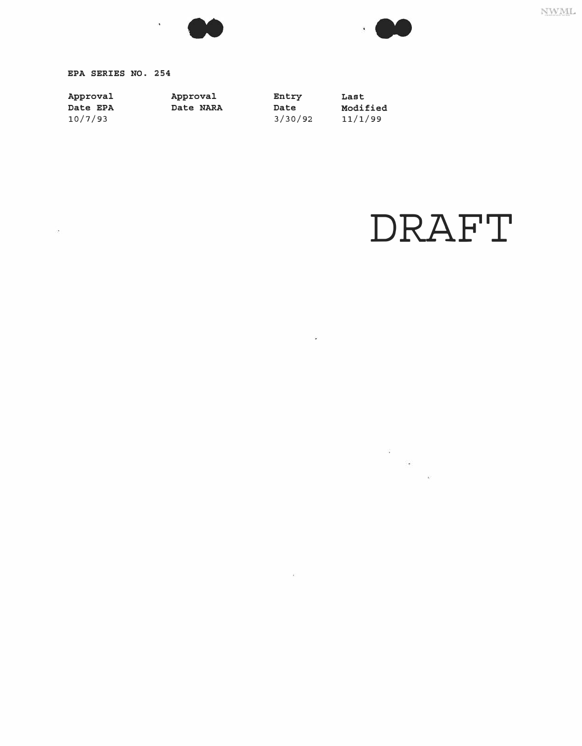**EPA SERIES NO. 254**

| Approval Date EPA | Approval Date NARA | Entry Date | Last Modified |
| --- | --- | --- | --- |
| 10/7/93 | | 3/30/92 | 11/1/99 |

DRAFT